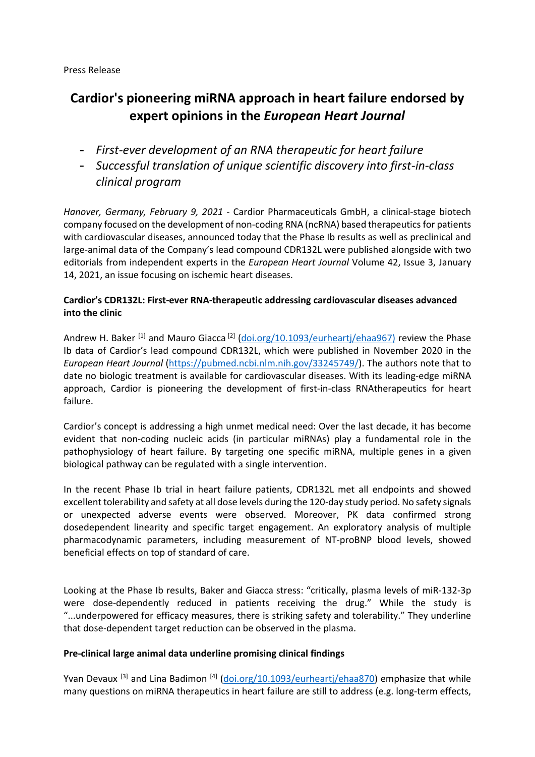Press Release

# Cardior's pioneering miRNA approach in heart failure endorsed by expert opinions in the *European Heart Journal*

- *First-ever development of an RNA therapeutic for heart failure*
- *Successful translation of unique scientific discovery into first-in-class clinical program*

*Hanover, Germany, February 9, 2021* - Cardior Pharmaceuticals GmbH, a clinical-stage biotech company focused on the development of non-coding RNA (ncRNA) based therapeutics for patients with cardiovascular diseases, announced today that the Phase Ib results as well as preclinical and large-animal data of the Company's lead compound CDR132L were published alongside with two editorials from independent experts in the *European Heart Journal* Volume 42, Issue 3, January 14, 2021, an issue focusing on ischemic heart diseases.

**Cardior's CDR132L: First-ever RNA-therapeutic addressing cardiovascular diseases advanced into the clinic**

Andrew H. Baker [1] and Mauro Giacca [2] (doi.org/10.1093/eurheartj/ehaa967) review the Phase Ib data of Cardior's lead compound CDR132L, which were published in November 2020 in the *European Heart Journal* (https://pubmed.ncbi.nlm.nih.gov/33245749/). The authors note that to date no biologic treatment is available for cardiovascular diseases. With its leading-edge miRNA approach, Cardior is pioneering the development of first-in-class RNAtherapeutics for heart failure.

Cardior's concept is addressing a high unmet medical need: Over the last decade, it has become evident that non-coding nucleic acids (in particular miRNAs) play a fundamental role in the pathophysiology of heart failure. By targeting one specific miRNA, multiple genes in a given biological pathway can be regulated with a single intervention.

In the recent Phase Ib trial in heart failure patients, CDR132L met all endpoints and showed excellent tolerability and safety at all dose levels during the 120-day study period. No safety signals or unexpected adverse events were observed. Moreover, PK data confirmed strong dosedependent linearity and specific target engagement. An exploratory analysis of multiple pharmacodynamic parameters, including measurement of NT-proBNP blood levels, showed beneficial effects on top of standard of care.

Looking at the Phase Ib results, Baker and Giacca stress: "critically, plasma levels of miR-132-3p were dose-dependently reduced in patients receiving the drug." While the study is "...underpowered for efficacy measures, there is striking safety and tolerability." They underline that dose-dependent target reduction can be observed in the plasma.

**Pre-clinical large animal data underline promising clinical findings**

Yvan Devaux [3] and Lina Badimon [4] (doi.org/10.1093/eurheartj/ehaa870) emphasize that while many questions on miRNA therapeutics in heart failure are still to address (e.g. long-term effects,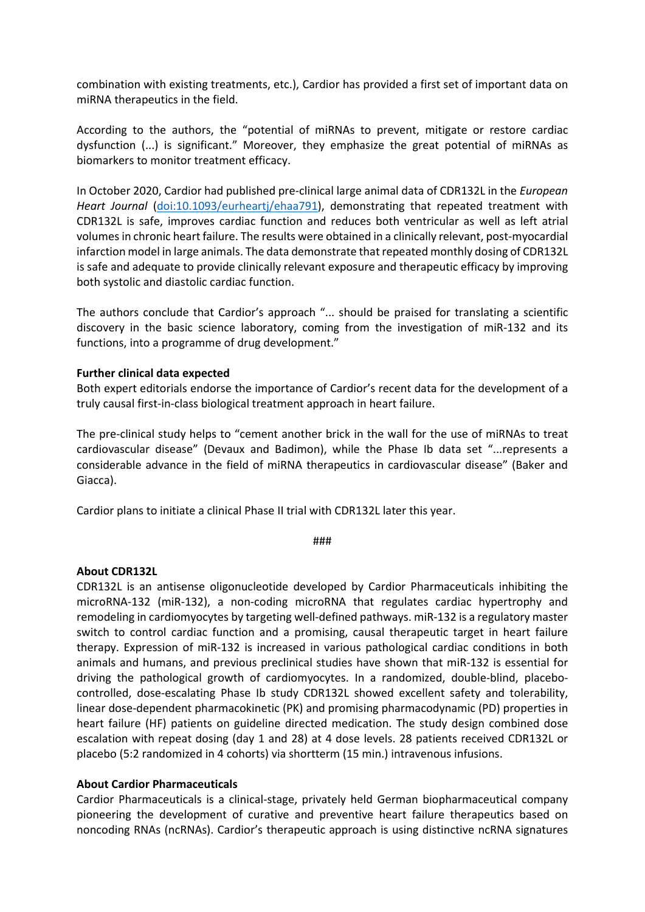combination with existing treatments, etc.), Cardior has provided a first set of important data on miRNA therapeutics in the field.

According to the authors, the "potential of miRNAs to prevent, mitigate or restore cardiac dysfunction (...) is significant." Moreover, they emphasize the great potential of miRNAs as biomarkers to monitor treatment efficacy.

In October 2020, Cardior had published pre-clinical large animal data of CDR132L in the *European Heart Journal* ([doi:10.1093/eurheartj/ehaa791](https://doi.org/10.1093/eurheartj/ehaa791)), demonstrating that repeated treatment with CDR132L is safe, improves cardiac function and reduces both ventricular as well as left atrial volumes in chronic heart failure. The results were obtained in a clinically relevant, post-myocardial infarction model in large animals. The data demonstrate that repeated monthly dosing of CDR132L is safe and adequate to provide clinically relevant exposure and therapeutic efficacy by improving both systolic and diastolic cardiac function.

The authors conclude that Cardior's approach "... should be praised for translating a scientific discovery in the basic science laboratory, coming from the investigation of miR-132 and its functions, into a programme of drug development."

**Further clinical data expected**

Both expert editorials endorse the importance of Cardior's recent data for the development of a truly causal first-in-class biological treatment approach in heart failure.

The pre-clinical study helps to "cement another brick in the wall for the use of miRNAs to treat cardiovascular disease" (Devaux and Badimon), while the Phase Ib data set "...represents a considerable advance in the field of miRNA therapeutics in cardiovascular disease" (Baker and Giacca).

Cardior plans to initiate a clinical Phase II trial with CDR132L later this year.

###

**About CDR132L**

CDR132L is an antisense oligonucleotide developed by Cardior Pharmaceuticals inhibiting the microRNA-132 (miR-132), a non-coding microRNA that regulates cardiac hypertrophy and remodeling in cardiomyocytes by targeting well-defined pathways. miR-132 is a regulatory master switch to control cardiac function and a promising, causal therapeutic target in heart failure therapy. Expression of miR-132 is increased in various pathological cardiac conditions in both animals and humans, and previous preclinical studies have shown that miR-132 is essential for driving the pathological growth of cardiomyocytes. In a randomized, double-blind, placebo-controlled, dose-escalating Phase Ib study CDR132L showed excellent safety and tolerability, linear dose-dependent pharmacokinetic (PK) and promising pharmacodynamic (PD) properties in heart failure (HF) patients on guideline directed medication. The study design combined dose escalation with repeat dosing (day 1 and 28) at 4 dose levels. 28 patients received CDR132L or placebo (5:2 randomized in 4 cohorts) via shortterm (15 min.) intravenous infusions.

**About Cardior Pharmaceuticals**

Cardior Pharmaceuticals is a clinical-stage, privately held German biopharmaceutical company pioneering the development of curative and preventive heart failure therapeutics based on noncoding RNAs (ncRNAs). Cardior's therapeutic approach is using distinctive ncRNA signatures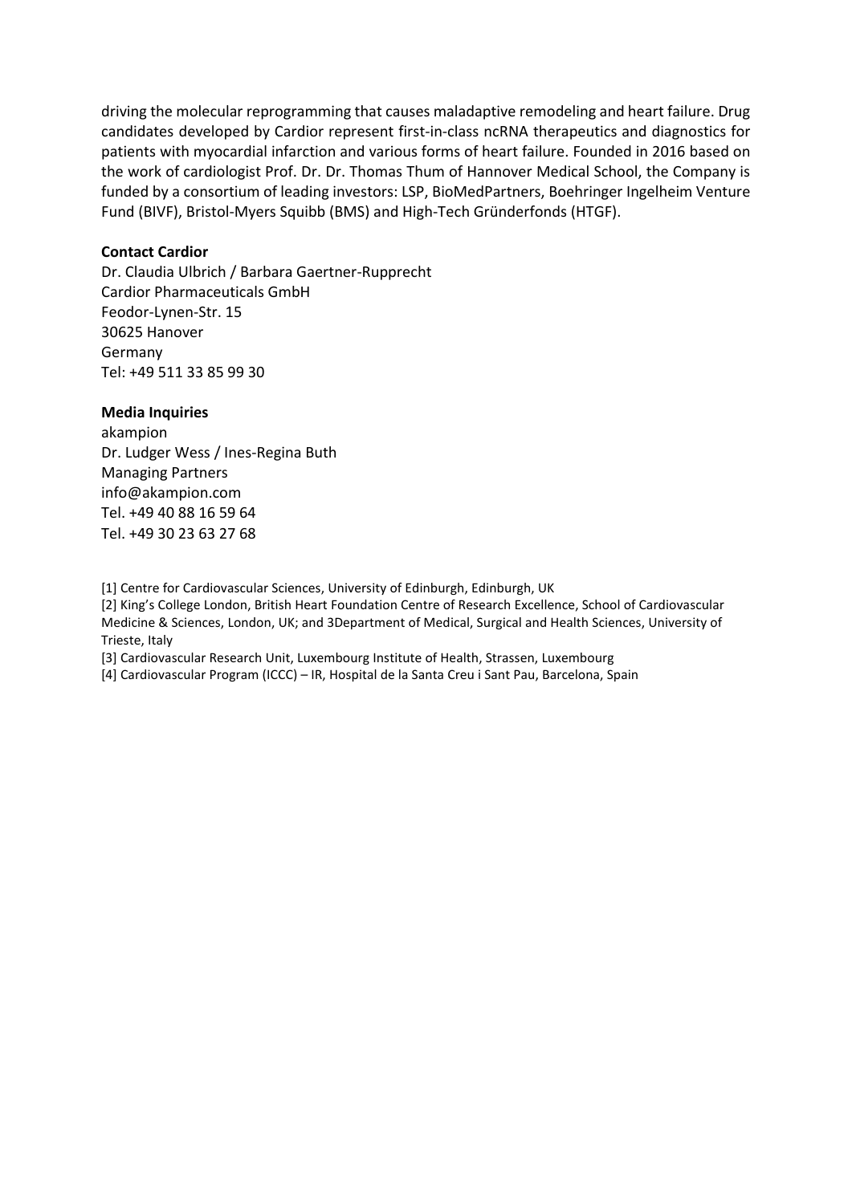driving the molecular reprogramming that causes maladaptive remodeling and heart failure. Drug candidates developed by Cardior represent first-in-class ncRNA therapeutics and diagnostics for patients with myocardial infarction and various forms of heart failure. Founded in 2016 based on the work of cardiologist Prof. Dr. Dr. Thomas Thum of Hannover Medical School, the Company is funded by a consortium of leading investors: LSP, BioMedPartners, Boehringer Ingelheim Venture Fund (BIVF), Bristol-Myers Squibb (BMS) and High-Tech Gründerfonds (HTGF).

**Contact Cardior**
Dr. Claudia Ulbrich / Barbara Gaertner-Rupprecht
Cardior Pharmaceuticals GmbH
Feodor-Lynen-Str. 15
30625 Hanover
Germany
Tel: +49 511 33 85 99 30

**Media Inquiries**
akampion
Dr. Ludger Wess / Ines-Regina Buth
Managing Partners
info@akampion.com
Tel. +49 40 88 16 59 64
Tel. +49 30 23 63 27 68

[1] Centre for Cardiovascular Sciences, University of Edinburgh, Edinburgh, UK

[2] King's College London, British Heart Foundation Centre of Research Excellence, School of Cardiovascular Medicine & Sciences, London, UK; and 3Department of Medical, Surgical and Health Sciences, University of Trieste, Italy

[3] Cardiovascular Research Unit, Luxembourg Institute of Health, Strassen, Luxembourg

[4] Cardiovascular Program (ICCC) – IR, Hospital de la Santa Creu i Sant Pau, Barcelona, Spain